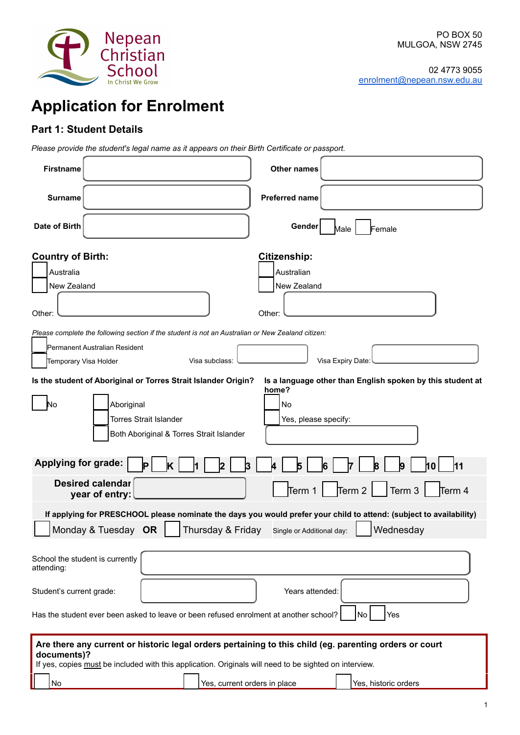Nepean Christian School
In Christ We Grow

PO BOX 50
MULGOA, NSW 2745

02 4773 9055
enrolment@nepean.nsw.edu.au

# Application for Enrolment

## Part 1: Student Details

*Please provide the student's legal name as it appears on their Birth Certificate or passport.*

**Firstname** ______ **Other names** ______

**Surname** ______ **Preferred name** ______

**Date of Birth** ______ **Gender** ☐ Male ☐ Female

### Country of Birth:

☐ Australia
☐ New Zealand
Other: ______

### Citizenship:

☐ Australian
☐ New Zealand
Other: ______

*Please complete the following section if the student is not an Australian or New Zealand citizen:*

☐ Permanent Australian Resident
☐ Temporary Visa Holder Visa subclass: ______ Visa Expiry Date: ______

**Is the student of Aboriginal or Torres Strait Islander Origin?**

☐ No ☐ Aboriginal
☐ Torres Strait Islander
☐ Both Aboriginal & Torres Strait Islander

**Is a language other than English spoken by this student at home?**

☐ No
☐ Yes, please specify: ______

**Applying for grade:** ☐ P ☐ K ☐ 1 ☐ 2 ☐ 3 ☐ 4 ☐ 5 ☐ 6 ☐ 7 ☐ 8 ☐ 9 ☐ 10 ☐ 11

**Desired calendar year of entry:** ______ ☐ Term 1 ☐ Term 2 ☐ Term 3 ☐ Term 4

**If applying for PRESCHOOL please nominate the days you would prefer your child to attend: (subject to availability)**

☐ Monday & Tuesday **OR** ☐ Thursday & Friday Single or Additional day: ☐ Wednesday

School the student is currently attending: ______

Student's current grade: ______ Years attended: ______

Has the student ever been asked to leave or been refused enrolment at another school? ☐ No ☐ Yes

**Are there any current or historic legal orders pertaining to this child (eg. parenting orders or court documents)?**
If yes, copies must be included with this application. Originals will need to be sighted on interview.

☐ No ☐ Yes, current orders in place ☐ Yes, historic orders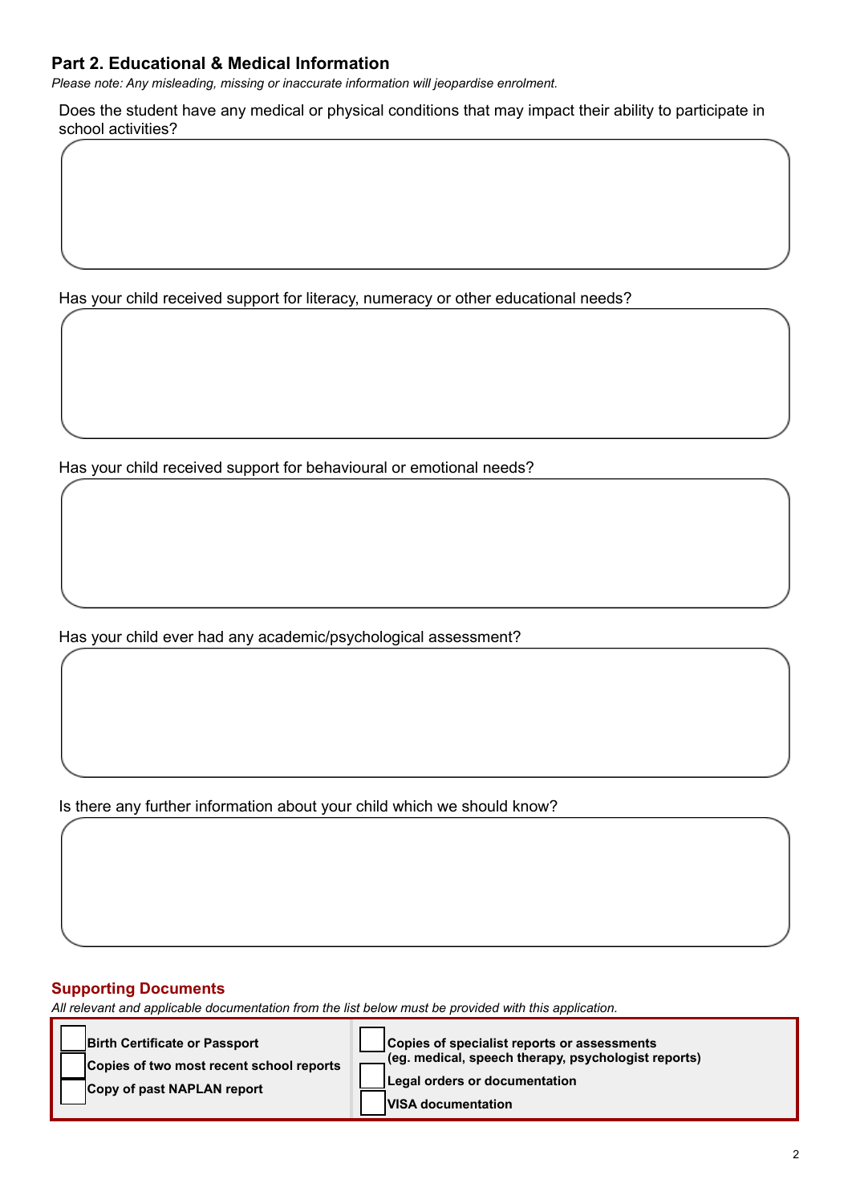## Part 2. Educational & Medical Information

*Please note: Any misleading, missing or inaccurate information will jeopardise enrolment.*

Does the student have any medical or physical conditions that may impact their ability to participate in school activities?

Has your child received support for literacy, numeracy or other educational needs?

Has your child received support for behavioural or emotional needs?

Has your child ever had any academic/psychological assessment?

Is there any further information about your child which we should know?

### Supporting Documents

*All relevant and applicable documentation from the list below must be provided with this application.*

- ☐ **Birth Certificate or Passport**
- ☐ **Copies of two most recent school reports**
- ☐ **Copy of past NAPLAN report**
- ☐ **Copies of specialist reports or assessments (eg. medical, speech therapy, psychologist reports)**
- ☐ **Legal orders or documentation**
- ☐ **VISA documentation**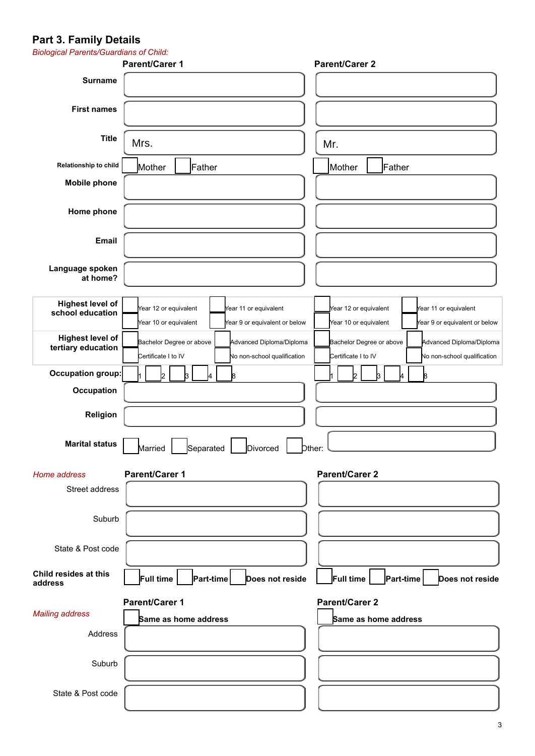## Part 3. Family Details

*Biological Parents/Guardians of Child:*

| | Parent/Carer 1 | Parent/Carer 2 |
|---|---|---|
| **Surname** | | |
| **First names** | | |
| **Title** | Mrs. | Mr. |
| **Relationship to child** | ☐ Mother ☐ Father | ☐ Mother ☐ Father |
| **Mobile phone** | | |
| **Home phone** | | |
| **Email** | | |
| **Language spoken at home?** | | |
| **Highest level of school education** | ☐ Year 12 or equivalent ☐ Year 11 or equivalent ☐ Year 10 or equivalent ☐ Year 9 or equivalent or below | ☐ Year 12 or equivalent ☐ Year 11 or equivalent ☐ Year 10 or equivalent ☐ Year 9 or equivalent or below |
| **Highest level of tertiary education** | ☐ Bachelor Degree or above ☐ Advanced Diploma/Diploma ☐ Certificate I to IV ☐ No non-school qualification | ☐ Bachelor Degree or above ☐ Advanced Diploma/Diploma ☐ Certificate I to IV ☐ No non-school qualification |
| **Occupation group:** | ☐ 1 ☐ 2 ☐ 3 ☐ 4 ☐ 8 | ☐ 1 ☐ 2 ☐ 3 ☐ 4 ☐ 8 |
| **Occupation** | | |
| **Religion** | | |

**Marital status** ☐ Married ☐ Separated ☐ Divorced ☐ Other: ____________

| *Home address* | **Parent/Carer 1** | **Parent/Carer 2** |
|---|---|---|
| Street address | | |
| Suburb | | |
| State & Post code | | |
| **Child resides at this address** | ☐ **Full time** ☐ **Part-time** ☐ **Does not reside** | ☐ **Full time** ☐ **Part-time** ☐ **Does not reside** |

| *Mailing address* | **Parent/Carer 1** | **Parent/Carer 2** |
|---|---|---|
| | ☐ **Same as home address** | ☐ **Same as home address** |
| Address | | |
| Suburb | | |
| State & Post code | | |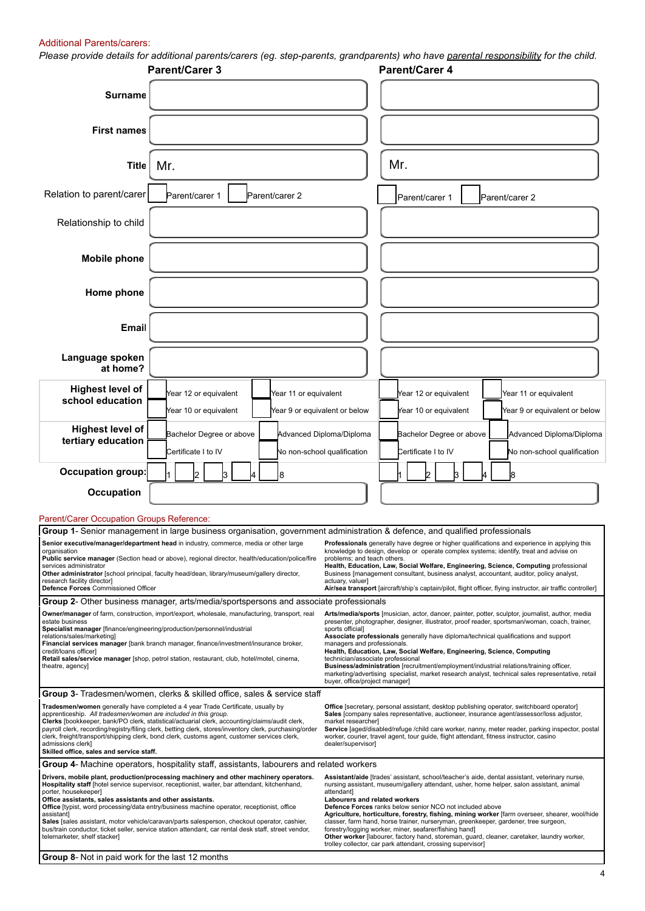## Additional Parents/carers:

*Please provide details for additional parents/carers (eg. step-parents, grandparents) who have parental responsibility for the child.*

| | **Parent/Carer 3** | **Parent/Carer 4** |
|---|---|---|
| **Surname** | | |
| **First names** | | |
| **Title** | Mr. | Mr. |
| Relation to parent/carer | ☐ Parent/carer 1 ☐ Parent/carer 2 | ☐ Parent/carer 1 ☐ Parent/carer 2 |
| Relationship to child | | |
| **Mobile phone** | | |
| **Home phone** | | |
| **Email** | | |
| **Language spoken at home?** | | |
| **Highest level of school education** | ☐ Year 12 or equivalent ☐ Year 11 or equivalent ☐ Year 10 or equivalent ☐ Year 9 or equivalent or below | ☐ Year 12 or equivalent ☐ Year 11 or equivalent ☐ Year 10 or equivalent ☐ Year 9 or equivalent or below |
| **Highest level of tertiary education** | ☐ Bachelor Degree or above ☐ Advanced Diploma/Diploma ☐ Certificate I to IV ☐ No non-school qualification | ☐ Bachelor Degree or above ☐ Advanced Diploma/Diploma ☐ Certificate I to IV ☐ No non-school qualification |
| **Occupation group:** | ☐ 1 ☐ 2 ☐ 3 ☐ 4 ☐ 8 | ☐ 1 ☐ 2 ☐ 3 ☐ 4 ☐ 8 |
| **Occupation** | | |

### Parent/Carer Occupation Groups Reference:

**Group 1**- Senior management in large business organisation, government administration & defence, and qualified professionals

**Senior executive/manager/department head** in industry, commerce, media or other large organisation
**Public service manager** (Section head or above), regional director, health/education/police/fire services administrator
**Other administrator** [school principal, faculty head/dean, library/museum/gallery director, research facility director]
**Defence Forces** Commissioned Officer

**Professionals** generally have degree or higher qualifications and experience in applying this knowledge to design, develop or operate complex systems; identify, treat and advise on problems; and teach others.
**Health, Education, Law, Social Welfare, Engineering, Science, Computing** professional
Business [management consultant, business analyst, accountant, auditor, policy analyst, actuary, valuer]
**Air/sea transport** [aircraft/ship's captain/pilot, flight officer, flying instructor, air traffic controller]

**Group 2**- Other business manager, arts/media/sportspersons and associate professionals

**Owner/manager** of farm, construction, import/export, wholesale, manufacturing, transport, real estate business
**Specialist manager** [finance/engineering/production/personnel/industrial relations/sales/marketing]
**Financial services manager** [bank branch manager, finance/investment/insurance broker, credit/loans officer]
**Retail sales/service manager** [shop, petrol station, restaurant, club, hotel/motel, cinema, theatre, agency]

**Arts/media/sports** [musician, actor, dancer, painter, potter, sculptor, journalist, author, media presenter, photographer, designer, illustrator, proof reader, sportsman/woman, coach, trainer, sports official]
**Associate professionals** generally have diploma/technical qualifications and support managers and professionals.
**Health, Education, Law, Social Welfare, Engineering, Science, Computing** technician/associate professional
**Business/administration** [recruitment/employment/industrial relations/training officer, marketing/advertising specialist, market research analyst, technical sales representative, retail buyer, office/project manager]

**Group 3**- Tradesmen/women, clerks & skilled office, sales & service staff

**Tradesmen/women** generally have completed a 4 year Trade Certificate, usually by apprenticeship. *All tradesmen/women are included in this group.*
**Clerks** [bookkeeper, bank/PO clerk, statistical/actuarial clerk, accounting/claims/audit clerk, payroll clerk, recording/registry/filing clerk, betting clerk, stores/inventory clerk, purchasing/order clerk, freight/transport/shipping clerk, bond clerk, customs agent, customer services clerk, admissions clerk]
**Skilled office, sales and service staff.**

**Office** [secretary, personal assistant, desktop publishing operator, switchboard operator]
**Sales** [company sales representative, auctioneer, insurance agent/assessor/loss adjustor, market researcher]
**Service** [aged/disabled/refuge /child care worker, nanny, meter reader, parking inspector, postal worker, courier, travel agent, tour guide, flight attendant, fitness instructor, casino dealer/supervisor]

**Group 4**- Machine operators, hospitality staff, assistants, labourers and related workers

**Drivers, mobile plant, production/processing machinery and other machinery operators.**
**Hospitality staff** [hotel service supervisor, receptionist, waiter, bar attendant, kitchenhand, porter, housekeeper]
**Office assistants, sales assistants and other assistants.**
**Office** [typist, word processing/data entry/business machine operator, receptionist, office assistant]
**Sales** [sales assistant, motor vehicle/caravan/parts salesperson, checkout operator, cashier, bus/train conductor, ticket seller, service station attendant, car rental desk staff, street vendor, telemarketer, shelf stacker]

**Assistant/aide** [trades' assistant, school/teacher's aide, dental assistant, veterinary nurse, nursing assistant, museum/gallery attendant, usher, home helper, salon assistant, animal attendant]
**Labourers and related workers**
**Defence Forces** ranks below senior NCO not included above
**Agriculture, horticulture, forestry, fishing, mining worker** [farm overseer, shearer, wool/hide classer, farm hand, horse trainer, nurseryman, greenkeeper, gardener, tree surgeon, forestry/logging worker, miner, seafarer/fishing hand]
**Other worker** [labourer, factory hand, storeman, guard, cleaner, caretaker, laundry worker, trolley collector, car park attendant, crossing supervisor]

**Group 8**- Not in paid work for the last 12 months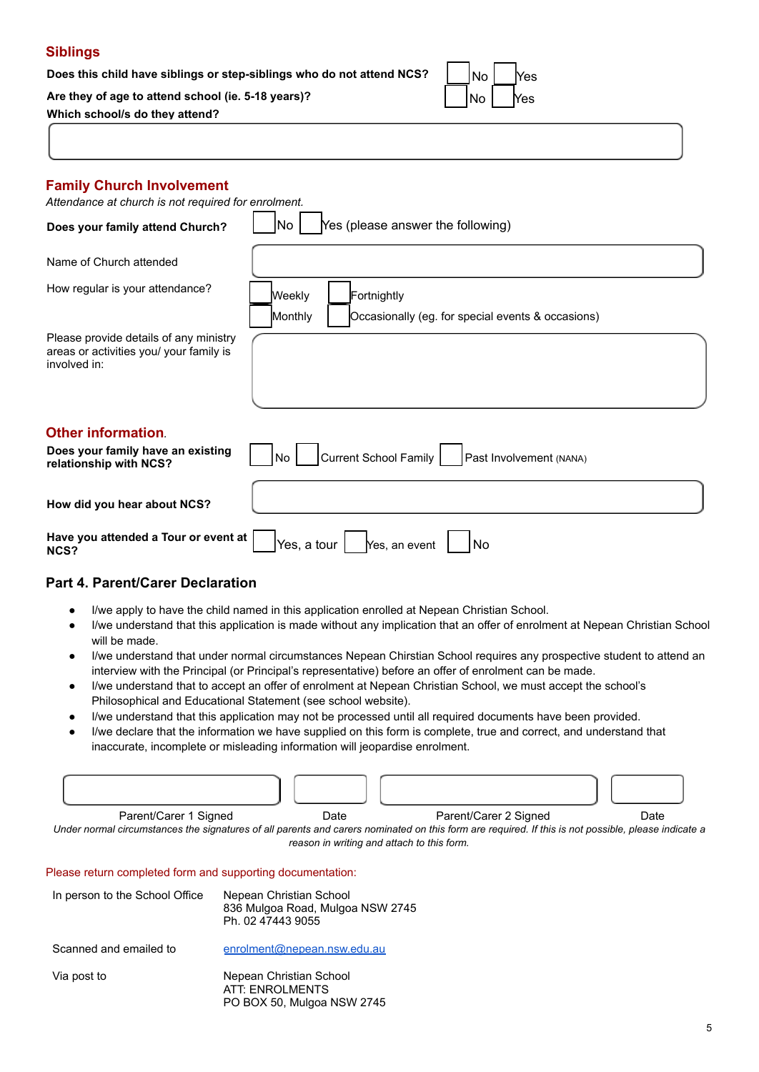## Siblings

**Does this child have siblings or step-siblings who do not attend NCS?** ☐ No ☐ Yes

**Are they of age to attend school (ie. 5-18 years)?** ☐ No ☐ Yes

**Which school/s do they attend?**

## Family Church Involvement

*Attendance at church is not required for enrolment.*

**Does your family attend Church?** ☐ No ☐ Yes (please answer the following)

Name of Church attended

How regular is your attendance? ☐ Weekly ☐ Fortnightly ☐ Monthly ☐ Occasionally (eg. for special events & occasions)

Please provide details of any ministry areas or activities you/ your family is involved in:

## Other information.

**Does your family have an existing relationship with NCS?** ☐ No ☐ Current School Family ☐ Past Involvement (NANA)

**How did you hear about NCS?**

**Have you attended a Tour or event at NCS?** ☐ Yes, a tour ☐ Yes, an event ☐ No

## Part 4. Parent/Carer Declaration

- I/we apply to have the child named in this application enrolled at Nepean Christian School.
- I/we understand that this application is made without any implication that an offer of enrolment at Nepean Christian School will be made.
- I/we understand that under normal circumstances Nepean Chirstian School requires any prospective student to attend an interview with the Principal (or Principal's representative) before an offer of enrolment can be made.
- I/we understand that to accept an offer of enrolment at Nepean Christian School, we must accept the school's Philosophical and Educational Statement (see school website).
- I/we understand that this application may not be processed until all required documents have been provided.
- I/we declare that the information we have supplied on this form is complete, true and correct, and understand that inaccurate, incomplete or misleading information will jeopardise enrolment.

| Parent/Carer 1 Signed | Date | Parent/Carer 2 Signed | Date |
|---|---|---|---|
| | | | |

*Under normal circumstances the signatures of all parents and carers nominated on this form are required. If this is not possible, please indicate a reason in writing and attach to this form.*

Please return completed form and supporting documentation:

| | |
|---|---|
| In person to the School Office | Nepean Christian School<br>836 Mulgoa Road, Mulgoa NSW 2745<br>Ph. 02 47443 9055 |
| Scanned and emailed to | enrolment@nepean.nsw.edu.au |
| Via post to | Nepean Christian School<br>ATT: ENROLMENTS<br>PO BOX 50, Mulgoa NSW 2745 |